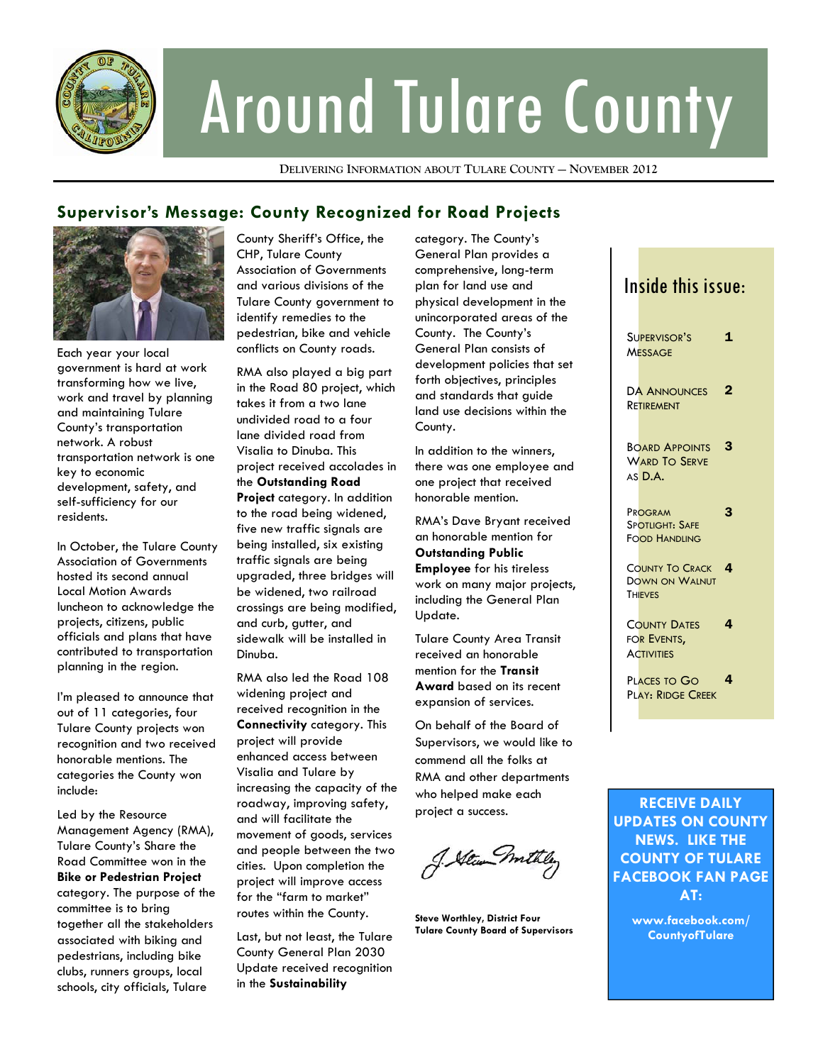# Around Tulare County

DELIVERING INFORMATION ABOUT TULARE COUNTY — NOVEMBER 2012

## Supervisor's Message: County Recognized for Road Projects

Each year your local government is hard at work transforming how we live, work and travel by planning and maintaining Tulare County's transportation network. A robust transportation network is one key to economic development, safety, and self-sufficiency for our residents.

In October, the Tulare County Association of Governments hosted its second annual Local Motion Awards luncheon to acknowledge the projects, citizens, public officials and plans that have contributed to transportation planning in the region.

I'm pleased to announce that out of 11 categories, four Tulare County projects won recognition and two received honorable mentions. The categories the County won include:

Led by the Resource Management Agency (RMA), Tulare County's Share the Road Committee won in the **Bike or Pedestrian Project** category. The purpose of the committee is to bring together all the stakeholders associated with biking and pedestrians, including bike clubs, runners groups, local schools, city officials, Tulare County Sheriff's Office, the CHP, Tulare County Association of Governments and various divisions of the Tulare County government to identify remedies to the pedestrian, bike and vehicle conflicts on County roads.

RMA also played a big part in the Road 80 project, which takes it from a two lane undivided road to a four lane divided road from Visalia to Dinuba. This project received accolades in the **Outstanding Road Project** category. In addition to the road being widened, five new traffic signals are being installed, six existing traffic signals are being upgraded, three bridges will be widened, two railroad crossings are being modified, and curb, gutter, and sidewalk will be installed in Dinuba.

RMA also led the Road 108 widening project and received recognition in the **Connectivity** category. This project will provide enhanced access between Visalia and Tulare by increasing the capacity of the roadway, improving safety, and will facilitate the movement of goods, services and people between the two cities. Upon completion the project will improve access for the "farm to market" routes within the County.

Last, but not least, the Tulare County General Plan 2030 Update received recognition in the **Sustainability** category. The County's General Plan provides a comprehensive, long-term plan for land use and physical development in the unincorporated areas of the County. The County's General Plan consists of development policies that set forth objectives, principles and standards that guide land use decisions within the County.

In addition to the winners, there was one employee and one project that received honorable mention.

RMA's Dave Bryant received an honorable mention for **Outstanding Public Employee** for his tireless work on many major projects, including the General Plan Update.

Tulare County Area Transit received an honorable mention for the **Transit Award** based on its recent expansion of services.

On behalf of the Board of Supervisors, we would like to commend all the folks at RMA and other departments who helped make each project a success.

**Steve Worthley, District Four**
**Tulare County Board of Supervisors**

### Inside this issue:

| | |
|---|---|
| Supervisor's Message | 1 |
| DA Announces Retirement | 2 |
| Board Appoints Ward To Serve as D.A. | 3 |
| Program Spotlight: Safe Food Handling | 3 |
| County To Crack Down on Walnut Thieves | 4 |
| County Dates for Events, Activities | 4 |
| Places to Go Play: Ridge Creek | 4 |

**RECEIVE DAILY UPDATES ON COUNTY NEWS. LIKE THE COUNTY OF TULARE FACEBOOK FAN PAGE AT:**

**www.facebook.com/CountyofTulare**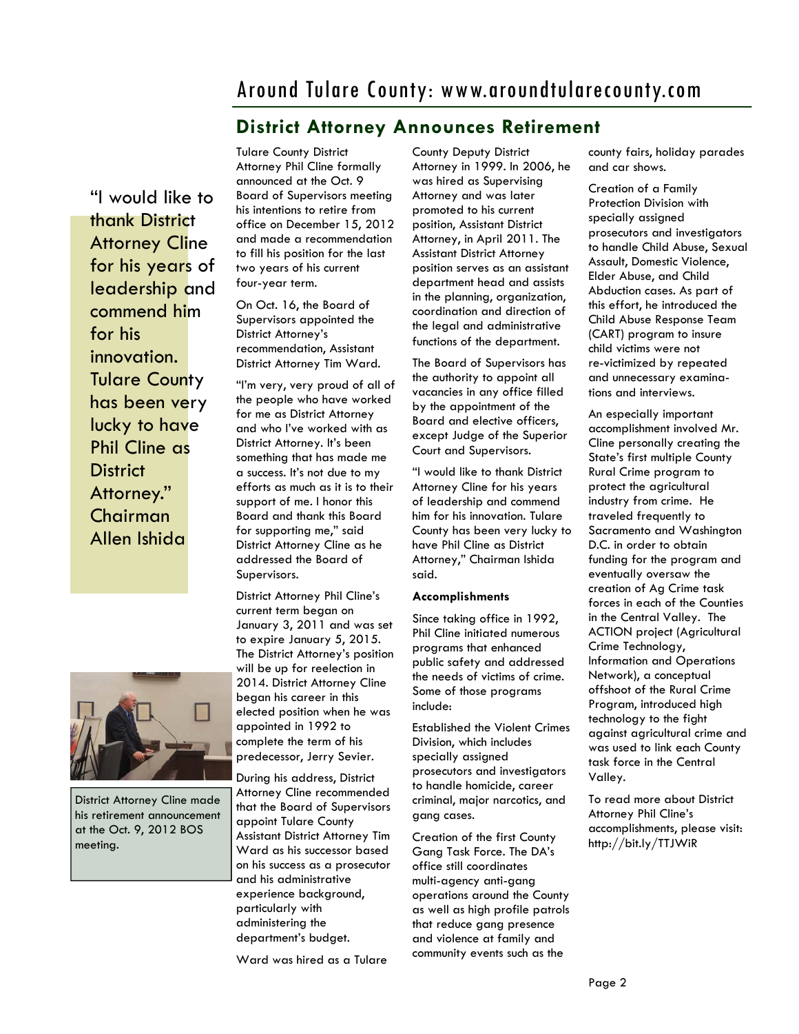## District Attorney Announces Retirement

> "I would like to thank District Attorney Cline for his years of leadership and commend him for his innovation. Tulare County has been very lucky to have Phil Cline as District Attorney." Chairman Allen Ishida

Tulare County District Attorney Phil Cline formally announced at the Oct. 9 Board of Supervisors meeting his intentions to retire from office on December 15, 2012 and made a recommendation to fill his position for the last two years of his current four-year term.

On Oct. 16, the Board of Supervisors appointed the District Attorney's recommendation, Assistant District Attorney Tim Ward.

"I'm very, very proud of all of the people who have worked for me as District Attorney and who I've worked with as District Attorney. It's been something that has made me a success. It's not due to my efforts as much as it is to their support of me. I honor this Board and thank this Board for supporting me," said District Attorney Cline as he addressed the Board of Supervisors.

District Attorney Phil Cline's current term began on January 3, 2011 and was set to expire January 5, 2015. The District Attorney's position will be up for reelection in 2014. District Attorney Cline began his career in this elected position when he was appointed in 1992 to complete the term of his predecessor, Jerry Sevier.

During his address, District Attorney Cline recommended that the Board of Supervisors appoint Tulare County Assistant District Attorney Tim Ward as his successor based on his success as a prosecutor and his administrative experience background, particularly with administering the department's budget.

Ward was hired as a Tulare County Deputy District Attorney in 1999. In 2006, he was hired as Supervising Attorney and was later promoted to his current position, Assistant District Attorney, in April 2011. The Assistant District Attorney position serves as an assistant department head and assists in the planning, organization, coordination and direction of the legal and administrative functions of the department.

The Board of Supervisors has the authority to appoint all vacancies in any office filled by the appointment of the Board and elective officers, except Judge of the Superior Court and Supervisors.

"I would like to thank District Attorney Cline for his years of leadership and commend him for his innovation. Tulare County has been very lucky to have Phil Cline as District Attorney," Chairman Ishida said.

District Attorney Cline made his retirement announcement at the Oct. 9, 2012 BOS meeting.

**Accomplishments**

Since taking office in 1992, Phil Cline initiated numerous programs that enhanced public safety and addressed the needs of victims of crime. Some of those programs include:

Established the Violent Crimes Division, which includes specially assigned prosecutors and investigators to handle homicide, career criminal, major narcotics, and gang cases.

Creation of the first County Gang Task Force. The DA's office still coordinates multi-agency anti-gang operations around the County as well as high profile patrols that reduce gang presence and violence at family and community events such as the county fairs, holiday parades and car shows.

Creation of a Family Protection Division with specially assigned prosecutors and investigators to handle Child Abuse, Sexual Assault, Domestic Violence, Elder Abuse, and Child Abduction cases. As part of this effort, he introduced the Child Abuse Response Team (CART) program to insure child victims were not re-victimized by repeated and unnecessary examinations and interviews.

An especially important accomplishment involved Mr. Cline personally creating the State's first multiple County Rural Crime program to protect the agricultural industry from crime. He traveled frequently to Sacramento and Washington D.C. in order to obtain funding for the program and eventually oversaw the creation of Ag Crime task forces in each of the Counties in the Central Valley. The ACTION project (Agricultural Crime Technology, Information and Operations Network), a conceptual offshoot of the Rural Crime Program, introduced high technology to the fight against agricultural crime and was used to link each County task force in the Central Valley.

To read more about District Attorney Phil Cline's accomplishments, please visit: http://bit.ly/TTJWiR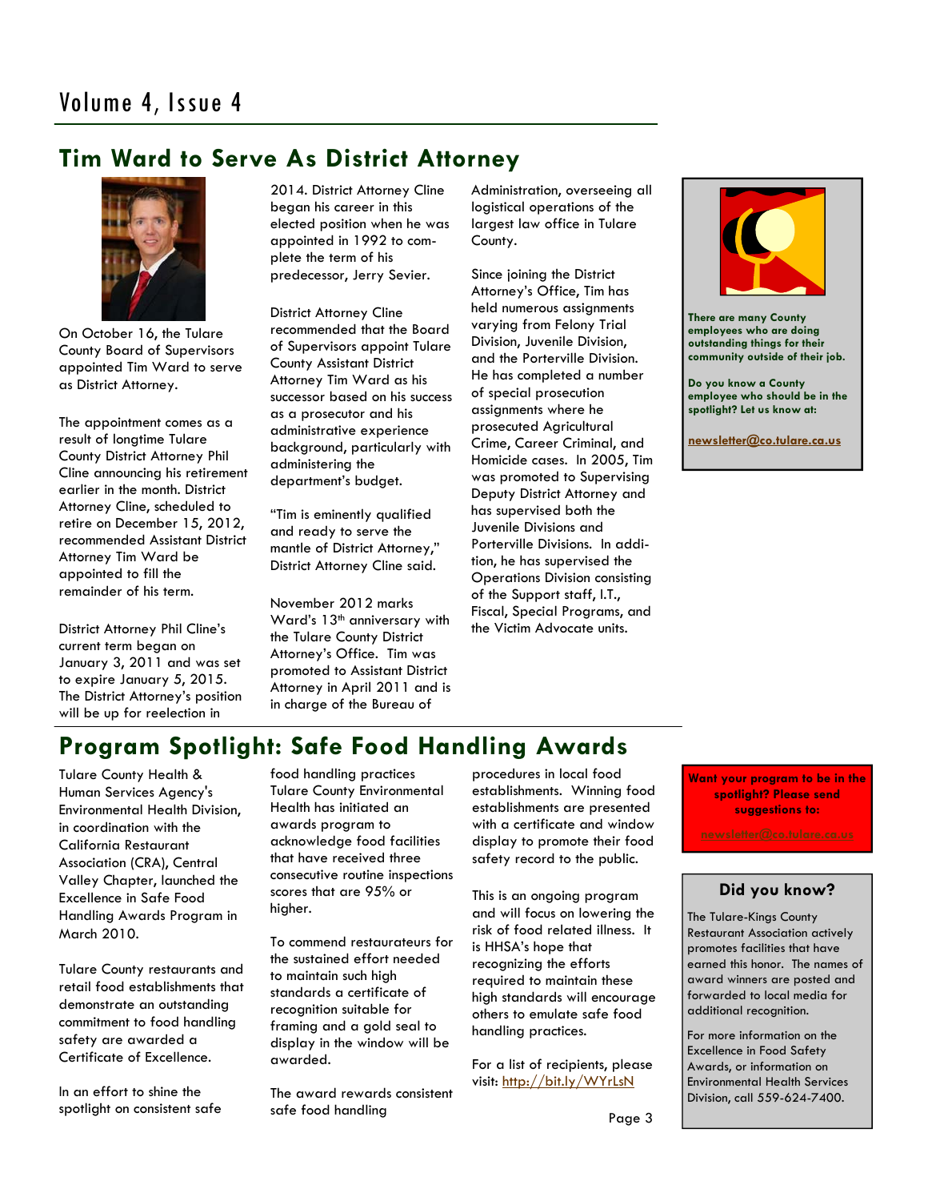## Tim Ward to Serve As District Attorney

On October 16, the Tulare County Board of Supervisors appointed Tim Ward to serve as District Attorney.

The appointment comes as a result of longtime Tulare County District Attorney Phil Cline announcing his retirement earlier in the month. District Attorney Cline, scheduled to retire on December 15, 2012, recommended Assistant District Attorney Tim Ward be appointed to fill the remainder of his term.

District Attorney Phil Cline's current term began on January 3, 2011 and was set to expire January 5, 2015. The District Attorney's position will be up for reelection in 2014. District Attorney Cline began his career in this elected position when he was appointed in 1992 to complete the term of his predecessor, Jerry Sevier.

District Attorney Cline recommended that the Board of Supervisors appoint Tulare County Assistant District Attorney Tim Ward as his successor based on his success as a prosecutor and his administrative experience background, particularly with administering the department's budget.

"Tim is eminently qualified and ready to serve the mantle of District Attorney," District Attorney Cline said.

November 2012 marks Ward's 13th anniversary with the Tulare County District Attorney's Office. Tim was promoted to Assistant District Attorney in April 2011 and is in charge of the Bureau of Administration, overseeing all logistical operations of the largest law office in Tulare County.

Since joining the District Attorney's Office, Tim has held numerous assignments varying from Felony Trial Division, Juvenile Division, and the Porterville Division. He has completed a number of special prosecution assignments where he prosecuted Agricultural Crime, Career Criminal, and Homicide cases. In 2005, Tim was promoted to Supervising Deputy District Attorney and has supervised both the Juvenile Divisions and Porterville Divisions. In addition, he has supervised the Operations Division consisting of the Support staff, I.T., Fiscal, Special Programs, and the Victim Advocate units.

**There are many County employees who are doing outstanding things for their community outside of their job.**

**Do you know a County employee who should be in the spotlight? Let us know at:**

**newsletter@co.tulare.ca.us**

## Program Spotlight: Safe Food Handling Awards

Tulare County Health & Human Services Agency's Environmental Health Division, in coordination with the California Restaurant Association (CRA), Central Valley Chapter, launched the Excellence in Safe Food Handling Awards Program in March 2010.

Tulare County restaurants and retail food establishments that demonstrate an outstanding commitment to food handling safety are awarded a Certificate of Excellence.

In an effort to shine the spotlight on consistent safe food handling practices Tulare County Environmental Health has initiated an awards program to acknowledge food facilities that have received three consecutive routine inspections scores that are 95% or higher.

To commend restaurateurs for the sustained effort needed to maintain such high standards a certificate of recognition suitable for framing and a gold seal to display in the window will be awarded.

The award rewards consistent safe food handling procedures in local food establishments. Winning food establishments are presented with a certificate and window display to promote their food safety record to the public.

This is an ongoing program and will focus on lowering the risk of food related illness. It is HHSA's hope that recognizing the efforts required to maintain these high standards will encourage others to emulate safe food handling practices.

For a list of recipients, please visit: http://bit.ly/WYrLsN

**Want your program to be in the spotlight? Please send suggestions to:**

**newsletter@co.tulare.ca.us**

### Did you know?

The Tulare-Kings County Restaurant Association actively promotes facilities that have earned this honor. The names of award winners are posted and forwarded to local media for additional recognition.

For more information on the Excellence in Food Safety Awards, or information on Environmental Health Services Division, call 559-624-7400.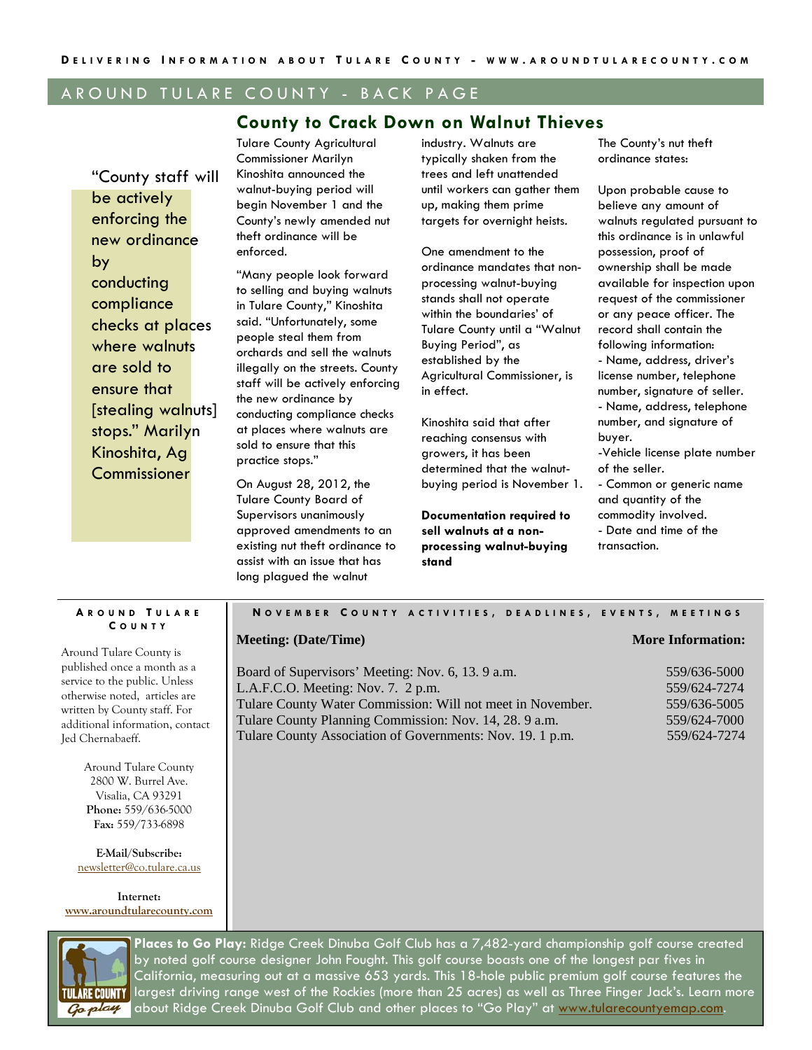## AROUND TULARE COUNTY - BACK PAGE

# County to Crack Down on Walnut Thieves

> "County staff will be actively enforcing the new ordinance by conducting compliance checks at places where walnuts are sold to ensure that [stealing walnuts] stops." Marilyn Kinoshita, Ag Commissioner

Tulare County Agricultural Commissioner Marilyn Kinoshita announced the walnut-buying period will begin November 1 and the County's newly amended nut theft ordinance will be enforced.

"Many people look forward to selling and buying walnuts in Tulare County," Kinoshita said. "Unfortunately, some people steal them from orchards and sell the walnuts illegally on the streets. County staff will be actively enforcing the new ordinance by conducting compliance checks at places where walnuts are sold to ensure that this practice stops."

On August 28, 2012, the Tulare County Board of Supervisors unanimously approved amendments to an existing nut theft ordinance to assist with an issue that has long plagued the walnut industry. Walnuts are typically shaken from the trees and left unattended until workers can gather them up, making them prime targets for overnight heists.

One amendment to the ordinance mandates that non-processing walnut-buying stands shall not operate within the boundaries' of Tulare County until a "Walnut Buying Period", as established by the Agricultural Commissioner, is in effect.

Kinoshita said that after reaching consensus with growers, it has been determined that the walnut-buying period is November 1.

**Documentation required to sell walnuts at a non-processing walnut-buying stand**

The County's nut theft ordinance states:

Upon probable cause to believe any amount of walnuts regulated pursuant to this ordinance is in unlawful possession, proof of ownership shall be made available for inspection upon request of the commissioner or any peace officer. The record shall contain the following information:

- Name, address, driver's license number, telephone number, signature of seller.
- Name, address, telephone number, and signature of buyer.
- Vehicle license plate number of the seller.
- Common or generic name and quantity of the commodity involved.
- Date and time of the transaction.

### Around Tulare County

Around Tulare County is published once a month as a service to the public. Unless otherwise noted, articles are written by County staff. For additional information, contact Jed Chernabaeff.

Around Tulare County
2800 W. Burrel Ave.
Visalia, CA 93291
**Phone:** 559/636-5000
**Fax:** 559/733-6898

**E-Mail/Subscribe:**
newsletter@co.tulare.ca.us

**Internet:**
www.aroundtularecounty.com

### November County Activities, Deadlines, Events, Meetings

| Meeting: (Date/Time) | More Information: |
|---|---|
| Board of Supervisors' Meeting: Nov. 6, 13. 9 a.m. | 559/636-5000 |
| L.A.F.C.O. Meeting: Nov. 7. 2 p.m. | 559/624-7274 |
| Tulare County Water Commission: Will not meet in November. | 559/636-5005 |
| Tulare County Planning Commission: Nov. 14, 28. 9 a.m. | 559/624-7000 |
| Tulare County Association of Governments: Nov. 19. 1 p.m. | 559/624-7274 |

**Places to Go Play:** Ridge Creek Dinuba Golf Club has a 7,482-yard championship golf course created by noted golf course designer John Fought. This golf course boasts one of the longest par fives in California, measuring out at a massive 653 yards. This 18-hole public premium golf course features the largest driving range west of the Rockies (more than 25 acres) as well as Three Finger Jack's. Learn more about Ridge Creek Dinuba Golf Club and other places to "Go Play" at www.tularecountyemap.com.